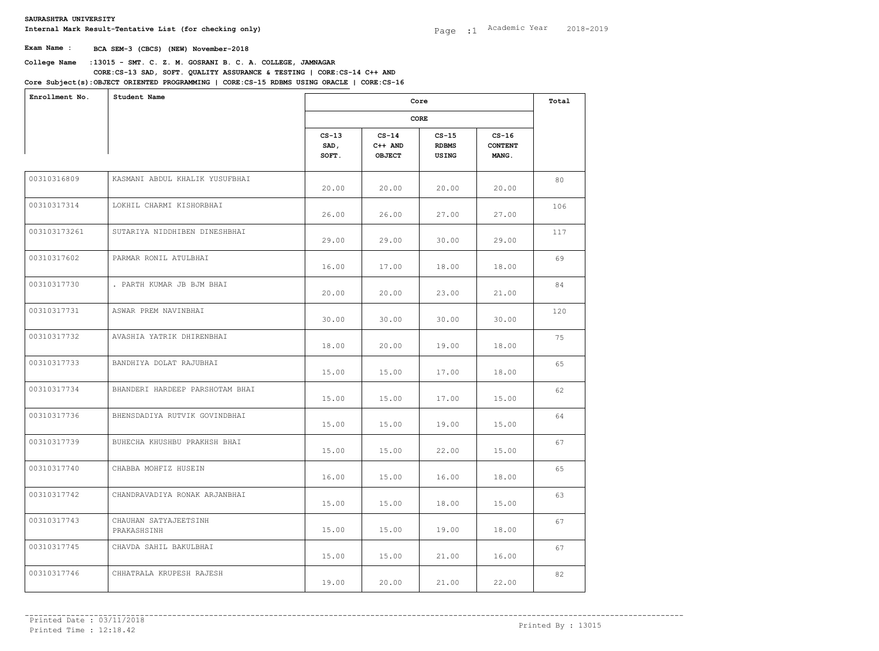**SAURASHTRA UNIVERSITY**

**Internal Mark Result-Tentative List (for checking only)**

Academic Year 2018-2019

**Exam Name : BCA SEM-3 (CBCS) (NEW) November-2018**

**College Name :13015 - SMT. C. Z. M. GOSRANI B. C. A. COLLEGE, JAMNAGAR**

**Core Subject(s):CORE:CS-13 SAD, SOFT. QUALITY ASSURANCE & TESTING | CORE:CS-14 C++ AND OBJECT ORIENTED PROGRAMMING | CORE:CS-15 RDBMS USING ORACLE | CORE:CS-16**

| Enrollment No. | Student Name | Core | | | | Total |
|---|---|---|---|---|---|---|
| | | CORE | | | | |
| | | CS-13 SAD, SOFT. | CS-14 C++ AND OBJECT | CS-15 RDBMS USING | CS-16 CONTENT MANG. | |
| 00310316809 | KASMANI ABDUL KHALIK YUSUFBHAI | 20.00 | 20.00 | 20.00 | 20.00 | 80 |
| 00310317314 | LOKHIL CHARMI KISHORBHAI | 26.00 | 26.00 | 27.00 | 27.00 | 106 |
| 003103173261 | SUTARIYA NIDDHIBEN DINESHBHAI | 29.00 | 29.00 | 30.00 | 29.00 | 117 |
| 00310317602 | PARMAR RONIL ATULBHAI | 16.00 | 17.00 | 18.00 | 18.00 | 69 |
| 00310317730 | . PARTH KUMAR JB BJM BHAI | 20.00 | 20.00 | 23.00 | 21.00 | 84 |
| 00310317731 | ASWAR PREM NAVINBHAI | 30.00 | 30.00 | 30.00 | 30.00 | 120 |
| 00310317732 | AVASHIA YATRIK DHIRENBHAI | 18.00 | 20.00 | 19.00 | 18.00 | 75 |
| 00310317733 | BANDHIYA DOLAT RAJUBHAI | 15.00 | 15.00 | 17.00 | 18.00 | 65 |
| 00310317734 | BHANDERI HARDEEP PARSHOTAM BHAI | 15.00 | 15.00 | 17.00 | 15.00 | 62 |
| 00310317736 | BHENSDADIYA RUTVIK GOVINDBHAI | 15.00 | 15.00 | 19.00 | 15.00 | 64 |
| 00310317739 | BUHECHA KHUSHBU PRAKHSH BHAI | 15.00 | 15.00 | 22.00 | 15.00 | 67 |
| 00310317740 | CHABBA MOHFIZ HUSEIN | 16.00 | 15.00 | 16.00 | 18.00 | 65 |
| 00310317742 | CHANDRAVADIYA RONAK ARJANBHAI | 15.00 | 15.00 | 18.00 | 15.00 | 63 |
| 00310317743 | CHAUHAN SATYAJEETSINH PRAKASHSINH | 15.00 | 15.00 | 19.00 | 18.00 | 67 |
| 00310317745 | CHAVDA SAHIL BAKULBHAI | 15.00 | 15.00 | 21.00 | 16.00 | 67 |
| 00310317746 | CHHATRALA KRUPESH RAJESH | 19.00 | 20.00 | 21.00 | 22.00 | 82 |

Printed Date : 03/11/2018
Printed Time : 12:18.42

Printed By : 13015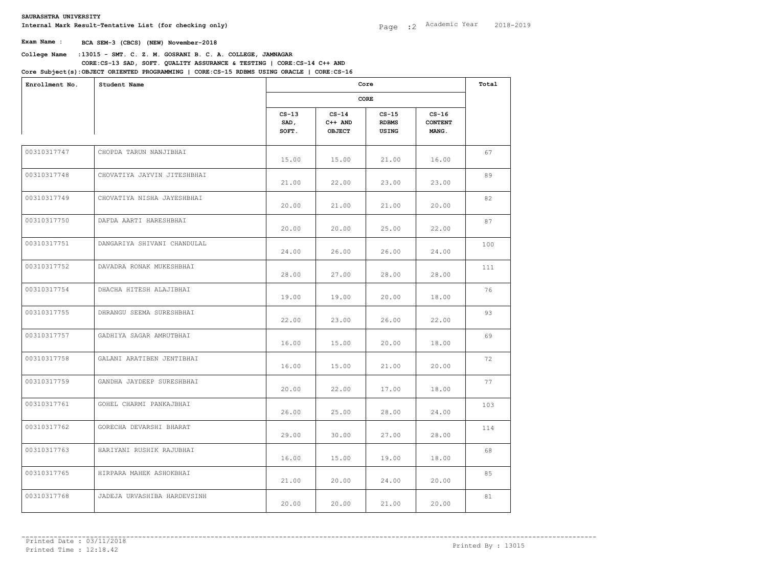**SAURASHTRA UNIVERSITY**

**Internal Mark Result-Tentative List (for checking only)**

Academic Year 2018-2019

**Exam Name : BCA SEM-3 (CBCS) (NEW) November-2018**

**College Name : 13015 - SMT. C. Z. M. GOSRANI B. C. A. COLLEGE, JAMNAGAR**

**Core Subject(s): CORE:CS-13 SAD, SOFT. QUALITY ASSURANCE & TESTING | CORE:CS-14 C++ AND OBJECT ORIENTED PROGRAMMING | CORE:CS-15 RDBMS USING ORACLE | CORE:CS-16**

| Enrollment No. | Student Name | Core | | | | Total |
|---|---|---|---|---|---|---|
| | | CORE | | | | |
| | | CS-13 SAD, SOFT. | CS-14 C++ AND OBJECT | CS-15 RDBMS USING | CS-16 CONTENT MANG. | |
| 00310317747 | CHOPDA TARUN NANJIBHAI | 15.00 | 15.00 | 21.00 | 16.00 | 67 |
| 00310317748 | CHOVATIYA JAYVIN JITESHBHAI | 21.00 | 22.00 | 23.00 | 23.00 | 89 |
| 00310317749 | CHOVATIYA NISHA JAYESHBHAI | 20.00 | 21.00 | 21.00 | 20.00 | 82 |
| 00310317750 | DAFDA AARTI HARESHBHAI | 20.00 | 20.00 | 25.00 | 22.00 | 87 |
| 00310317751 | DANGARIYA SHIVANI CHANDULAL | 24.00 | 26.00 | 26.00 | 24.00 | 100 |
| 00310317752 | DAVADRA RONAK MUKESHBHAI | 28.00 | 27.00 | 28.00 | 28.00 | 111 |
| 00310317754 | DHACHA HITESH ALAJIBHAI | 19.00 | 19.00 | 20.00 | 18.00 | 76 |
| 00310317755 | DHRANGU SEEMA SURESHBHAI | 22.00 | 23.00 | 26.00 | 22.00 | 93 |
| 00310317757 | GADHIYA SAGAR AMRUTBHAI | 16.00 | 15.00 | 20.00 | 18.00 | 69 |
| 00310317758 | GALANI ARATIBEN JENTIBHAI | 16.00 | 15.00 | 21.00 | 20.00 | 72 |
| 00310317759 | GANDHA JAYDEEP SURESHBHAI | 20.00 | 22.00 | 17.00 | 18.00 | 77 |
| 00310317761 | GOHEL CHARMI PANKAJBHAI | 26.00 | 25.00 | 28.00 | 24.00 | 103 |
| 00310317762 | GORECHA DEVARSHI BHARAT | 29.00 | 30.00 | 27.00 | 28.00 | 114 |
| 00310317763 | HARIYANI RUSHIK RAJUBHAI | 16.00 | 15.00 | 19.00 | 18.00 | 68 |
| 00310317765 | HIRPARA MAHEK ASHOKBHAI | 21.00 | 20.00 | 24.00 | 20.00 | 85 |
| 00310317768 | JADEJA URVASHIBA HARDEVSINH | 20.00 | 20.00 | 21.00 | 20.00 | 81 |

Printed Date : 03/11/2018

Printed Time : 12:18.42

Printed By : 13015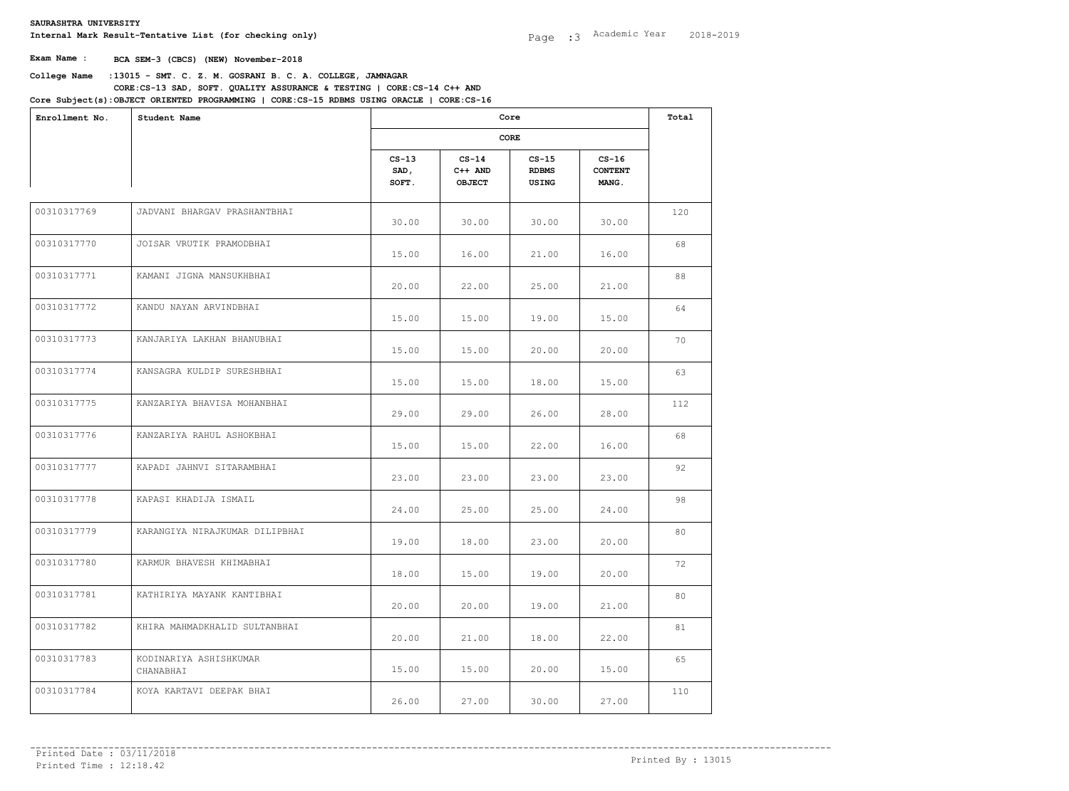**SAURASHTRA UNIVERSITY**

**Internal Mark Result-Tentative List (for checking only)**

Academic Year 2018-2019

**Exam Name : BCA SEM-3 (CBCS) (NEW) November-2018**

**College Name :13015 - SMT. C. Z. M. GOSRANI B. C. A. COLLEGE, JAMNAGAR**

**Core Subject(s):CORE:CS-13 SAD, SOFT. QUALITY ASSURANCE & TESTING | CORE:CS-14 C++ AND OBJECT ORIENTED PROGRAMMING | CORE:CS-15 RDBMS USING ORACLE | CORE:CS-16**

| Enrollment No. | Student Name | Core | | | | Total |
|---|---|---|---|---|---|---|
| | | CORE | | | | |
| | | CS-13 SAD, SOFT. | CS-14 C++ AND OBJECT | CS-15 RDBMS USING | CS-16 CONTENT MANG. | |
| 00310317769 | JADVANI BHARGAV PRASHANTBHAI | 30.00 | 30.00 | 30.00 | 30.00 | 120 |
| 00310317770 | JOISAR VRUTIK PRAMODBHAI | 15.00 | 16.00 | 21.00 | 16.00 | 68 |
| 00310317771 | KAMANI JIGNA MANSUKHBHAI | 20.00 | 22.00 | 25.00 | 21.00 | 88 |
| 00310317772 | KANDU NAYAN ARVINDBHAI | 15.00 | 15.00 | 19.00 | 15.00 | 64 |
| 00310317773 | KANJARIYA LAKHAN BHANUBHAI | 15.00 | 15.00 | 20.00 | 20.00 | 70 |
| 00310317774 | KANSAGRA KULDIP SURESHBHAI | 15.00 | 15.00 | 18.00 | 15.00 | 63 |
| 00310317775 | KANZARIYA BHAVISA MOHANBHAI | 29.00 | 29.00 | 26.00 | 28.00 | 112 |
| 00310317776 | KANZARIYA RAHUL ASHOKBHAI | 15.00 | 15.00 | 22.00 | 16.00 | 68 |
| 00310317777 | KAPADI JAHNVI SITARAMBHAI | 23.00 | 23.00 | 23.00 | 23.00 | 92 |
| 00310317778 | KAPASI KHADIJA ISMAIL | 24.00 | 25.00 | 25.00 | 24.00 | 98 |
| 00310317779 | KARANGIYA NIRAJKUMAR DILIPBHAI | 19.00 | 18.00 | 23.00 | 20.00 | 80 |
| 00310317780 | KARMUR BHAVESH KHIMABHAI | 18.00 | 15.00 | 19.00 | 20.00 | 72 |
| 00310317781 | KATHIRIYA MAYANK KANTIBHAI | 20.00 | 20.00 | 19.00 | 21.00 | 80 |
| 00310317782 | KHIRA MAHMADKHALID SULTANBHAI | 20.00 | 21.00 | 18.00 | 22.00 | 81 |
| 00310317783 | KODINARIYA ASHISHKUMAR CHANABHAI | 15.00 | 15.00 | 20.00 | 15.00 | 65 |
| 00310317784 | KOYA KARTAVI DEEPAK BHAI | 26.00 | 27.00 | 30.00 | 27.00 | 110 |

Printed Date : 03/11/2018

Printed Time : 12:18.42

Printed By : 13015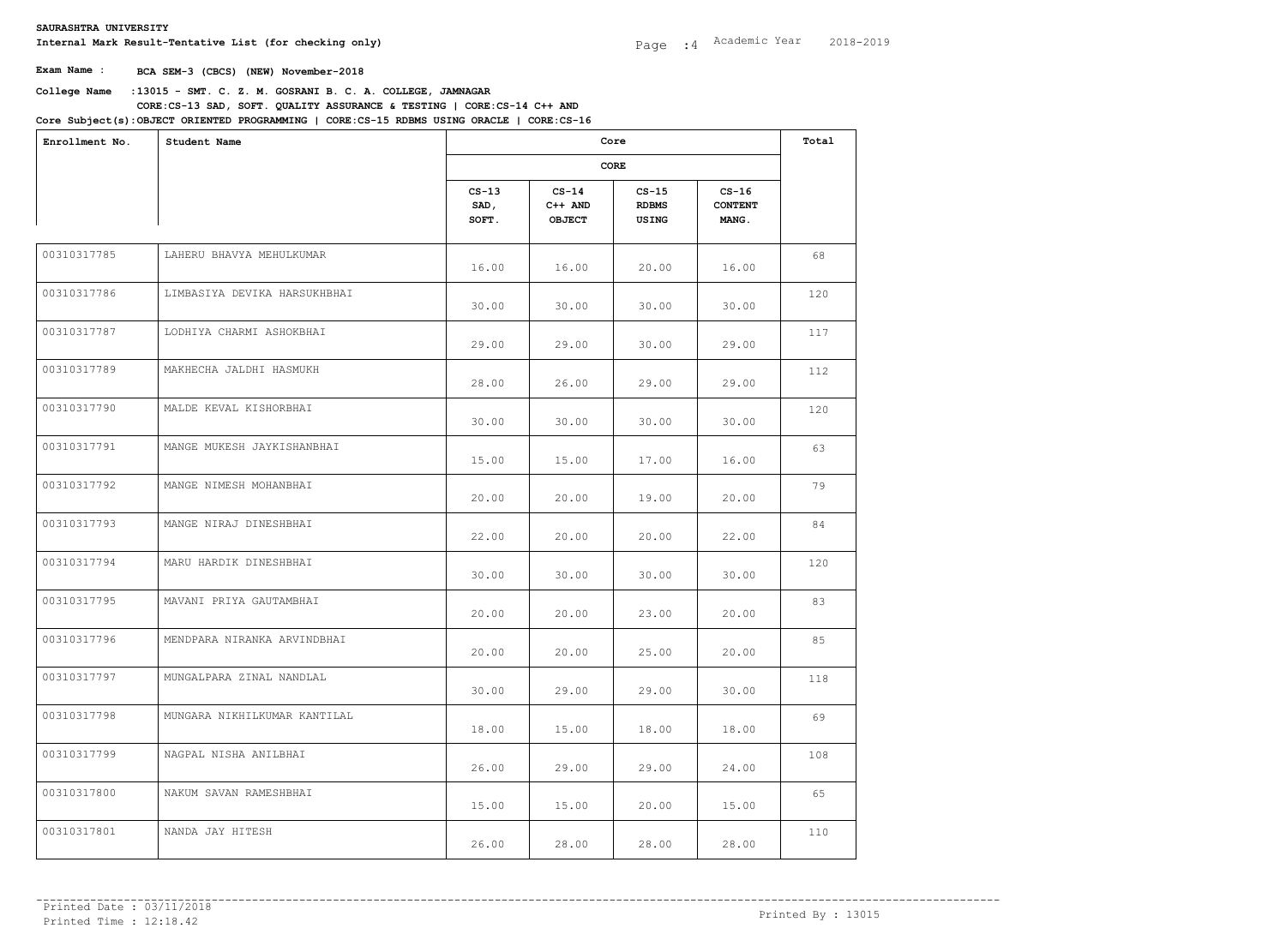**SAURASHTRA UNIVERSITY**

**Internal Mark Result-Tentative List (for checking only)**

Academic Year 2018-2019

**Exam Name : BCA SEM-3 (CBCS) (NEW) November-2018**

**College Name : 13015 - SMT. C. Z. M. GOSRANI B. C. A. COLLEGE, JAMNAGAR**

**Core Subject(s): CORE:CS-13 SAD, SOFT. QUALITY ASSURANCE & TESTING | CORE:CS-14 C++ AND OBJECT ORIENTED PROGRAMMING | CORE:CS-15 RDBMS USING ORACLE | CORE:CS-16**

| Enrollment No. | Student Name | Core | | | | Total |
|---|---|---|---|---|---|---|
| | | CORE | | | | |
| | | CS-13 SAD, SOFT. | CS-14 C++ AND OBJECT | CS-15 RDBMS USING | CS-16 CONTENT MANG. | |
| 00310317785 | LAHERU BHAVYA MEHULKUMAR | 16.00 | 16.00 | 20.00 | 16.00 | 68 |
| 00310317786 | LIMBASIYA DEVIKA HARSUKHBHAI | 30.00 | 30.00 | 30.00 | 30.00 | 120 |
| 00310317787 | LODHIYA CHARMI ASHOKBHAI | 29.00 | 29.00 | 30.00 | 29.00 | 117 |
| 00310317789 | MAKHECHA JALDHI HASMUKH | 28.00 | 26.00 | 29.00 | 29.00 | 112 |
| 00310317790 | MALDE KEVAL KISHORBHAI | 30.00 | 30.00 | 30.00 | 30.00 | 120 |
| 00310317791 | MANGE MUKESH JAYKISHANBHAI | 15.00 | 15.00 | 17.00 | 16.00 | 63 |
| 00310317792 | MANGE NIMESH MOHANBHAI | 20.00 | 20.00 | 19.00 | 20.00 | 79 |
| 00310317793 | MANGE NIRAJ DINESHBHAI | 22.00 | 20.00 | 20.00 | 22.00 | 84 |
| 00310317794 | MARU HARDIK DINESHBHAI | 30.00 | 30.00 | 30.00 | 30.00 | 120 |
| 00310317795 | MAVANI PRIYA GAUTAMBHAI | 20.00 | 20.00 | 23.00 | 20.00 | 83 |
| 00310317796 | MENDPARA NIRANKA ARVINDBHAI | 20.00 | 20.00 | 25.00 | 20.00 | 85 |
| 00310317797 | MUNGALPARA ZINAL NANDLAL | 30.00 | 29.00 | 29.00 | 30.00 | 118 |
| 00310317798 | MUNGARA NIKHILKUMAR KANTILAL | 18.00 | 15.00 | 18.00 | 18.00 | 69 |
| 00310317799 | NAGPAL NISHA ANILBHAI | 26.00 | 29.00 | 29.00 | 24.00 | 108 |
| 00310317800 | NAKUM SAVAN RAMESHBHAI | 15.00 | 15.00 | 20.00 | 15.00 | 65 |
| 00310317801 | NANDA JAY HITESH | 26.00 | 28.00 | 28.00 | 28.00 | 110 |

Printed Date : 03/11/2018

Printed Time : 12:18.42

Printed By : 13015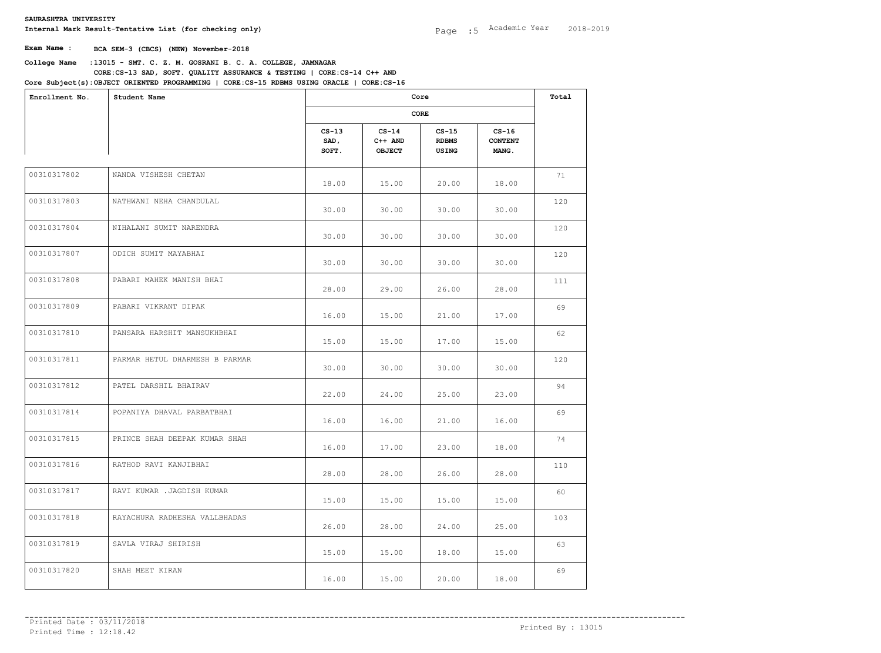**SAURASHTRA UNIVERSITY**

**Internal Mark Result-Tentative List (for checking only)**

Academic Year 2018-2019

**Exam Name :** **BCA SEM-3 (CBCS) (NEW) November-2018**

**College Name :13015 - SMT. C. Z. M. GOSRANI B. C. A. COLLEGE, JAMNAGAR**

**Core Subject(s):CORE:CS-13 SAD, SOFT. QUALITY ASSURANCE & TESTING | CORE:CS-14 C++ AND OBJECT ORIENTED PROGRAMMING | CORE:CS-15 RDBMS USING ORACLE | CORE:CS-16**

| Enrollment No. | Student Name | Core | | | | Total |
|---|---|---|---|---|---|---|
| | | CORE | | | | |
| | | CS-13 SAD, SOFT. | CS-14 C++ AND OBJECT | CS-15 RDBMS USING | CS-16 CONTENT MANG. | |
| 00310317802 | NANDA VISHESH CHETAN | 18.00 | 15.00 | 20.00 | 18.00 | 71 |
| 00310317803 | NATHWANI NEHA CHANDULAL | 30.00 | 30.00 | 30.00 | 30.00 | 120 |
| 00310317804 | NIHALANI SUMIT NARENDRA | 30.00 | 30.00 | 30.00 | 30.00 | 120 |
| 00310317807 | ODICH SUMIT MAYABHAI | 30.00 | 30.00 | 30.00 | 30.00 | 120 |
| 00310317808 | PABARI MAHEK MANISH BHAI | 28.00 | 29.00 | 26.00 | 28.00 | 111 |
| 00310317809 | PABARI VIKRANT DIPAK | 16.00 | 15.00 | 21.00 | 17.00 | 69 |
| 00310317810 | PANSARA HARSHIT MANSUKHBHAI | 15.00 | 15.00 | 17.00 | 15.00 | 62 |
| 00310317811 | PARMAR HETUL DHARMESH B PARMAR | 30.00 | 30.00 | 30.00 | 30.00 | 120 |
| 00310317812 | PATEL DARSHIL BHAIRAV | 22.00 | 24.00 | 25.00 | 23.00 | 94 |
| 00310317814 | POPANIYA DHAVAL PARBATBHAI | 16.00 | 16.00 | 21.00 | 16.00 | 69 |
| 00310317815 | PRINCE SHAH DEEPAK KUMAR SHAH | 16.00 | 17.00 | 23.00 | 18.00 | 74 |
| 00310317816 | RATHOD RAVI KANJIBHAI | 28.00 | 28.00 | 26.00 | 28.00 | 110 |
| 00310317817 | RAVI KUMAR .JAGDISH KUMAR | 15.00 | 15.00 | 15.00 | 15.00 | 60 |
| 00310317818 | RAYACHURA RADHESHA VALLBHADAS | 26.00 | 28.00 | 24.00 | 25.00 | 103 |
| 00310317819 | SAVLA VIRAJ SHIRISH | 15.00 | 15.00 | 18.00 | 15.00 | 63 |
| 00310317820 | SHAH MEET KIRAN | 16.00 | 15.00 | 20.00 | 18.00 | 69 |

Printed Date : 03/11/2018
Printed Time : 12:18.42

Printed By : 13015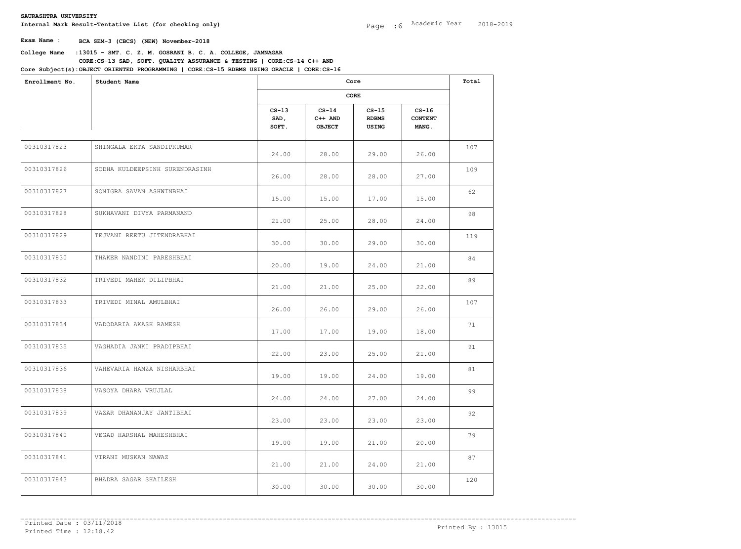**SAURASHTRA UNIVERSITY**

**Internal Mark Result-Tentative List (for checking only)**

Academic Year 2018-2019

**Exam Name : BCA SEM-3 (CBCS) (NEW) November-2018**

**College Name : 13015 - SMT. C. Z. M. GOSRANI B. C. A. COLLEGE, JAMNAGAR**

**Core Subject(s): CORE:CS-13 SAD, SOFT. QUALITY ASSURANCE & TESTING | CORE:CS-14 C++ AND OBJECT ORIENTED PROGRAMMING | CORE:CS-15 RDBMS USING ORACLE | CORE:CS-16**

| Enrollment No. | Student Name | Core | | | | Total |
|---|---|---|---|---|---|---|
| | | CORE | | | | |
| | | CS-13 SAD, SOFT. | CS-14 C++ AND OBJECT | CS-15 RDBMS USING | CS-16 CONTENT MANG. | |
| 00310317823 | SHINGALA EKTA SANDIPKUMAR | 24.00 | 28.00 | 29.00 | 26.00 | 107 |
| 00310317826 | SODHA KULDEEPSINH SURENDRASINH | 26.00 | 28.00 | 28.00 | 27.00 | 109 |
| 00310317827 | SONIGRA SAVAN ASHWINBHAI | 15.00 | 15.00 | 17.00 | 15.00 | 62 |
| 00310317828 | SUKHAVANI DIVYA PARMANAND | 21.00 | 25.00 | 28.00 | 24.00 | 98 |
| 00310317829 | TEJVANI REETU JITENDRABHAI | 30.00 | 30.00 | 29.00 | 30.00 | 119 |
| 00310317830 | THAKER NANDINI PARESHBHAI | 20.00 | 19.00 | 24.00 | 21.00 | 84 |
| 00310317832 | TRIVEDI MAHEK DILIPBHAI | 21.00 | 21.00 | 25.00 | 22.00 | 89 |
| 00310317833 | TRIVEDI MINAL AMULBHAI | 26.00 | 26.00 | 29.00 | 26.00 | 107 |
| 00310317834 | VADODARIA AKASH RAMESH | 17.00 | 17.00 | 19.00 | 18.00 | 71 |
| 00310317835 | VAGHADIA JANKI PRADIPBHAI | 22.00 | 23.00 | 25.00 | 21.00 | 91 |
| 00310317836 | VAHEVARIA HAMZA NISHARBHAI | 19.00 | 19.00 | 24.00 | 19.00 | 81 |
| 00310317838 | VASOYA DHARA VRUJLAL | 24.00 | 24.00 | 27.00 | 24.00 | 99 |
| 00310317839 | VAZAR DHANANJAY JANTIBHAI | 23.00 | 23.00 | 23.00 | 23.00 | 92 |
| 00310317840 | VEGAD HARSHAL MAHESHBHAI | 19.00 | 19.00 | 21.00 | 20.00 | 79 |
| 00310317841 | VIRANI MUSKAN NAWAZ | 21.00 | 21.00 | 24.00 | 21.00 | 87 |
| 00310317843 | BHADRA SAGAR SHAILESH | 30.00 | 30.00 | 30.00 | 30.00 | 120 |

Printed Date : 03/11/2018

Printed Time : 12:18.42

Printed By : 13015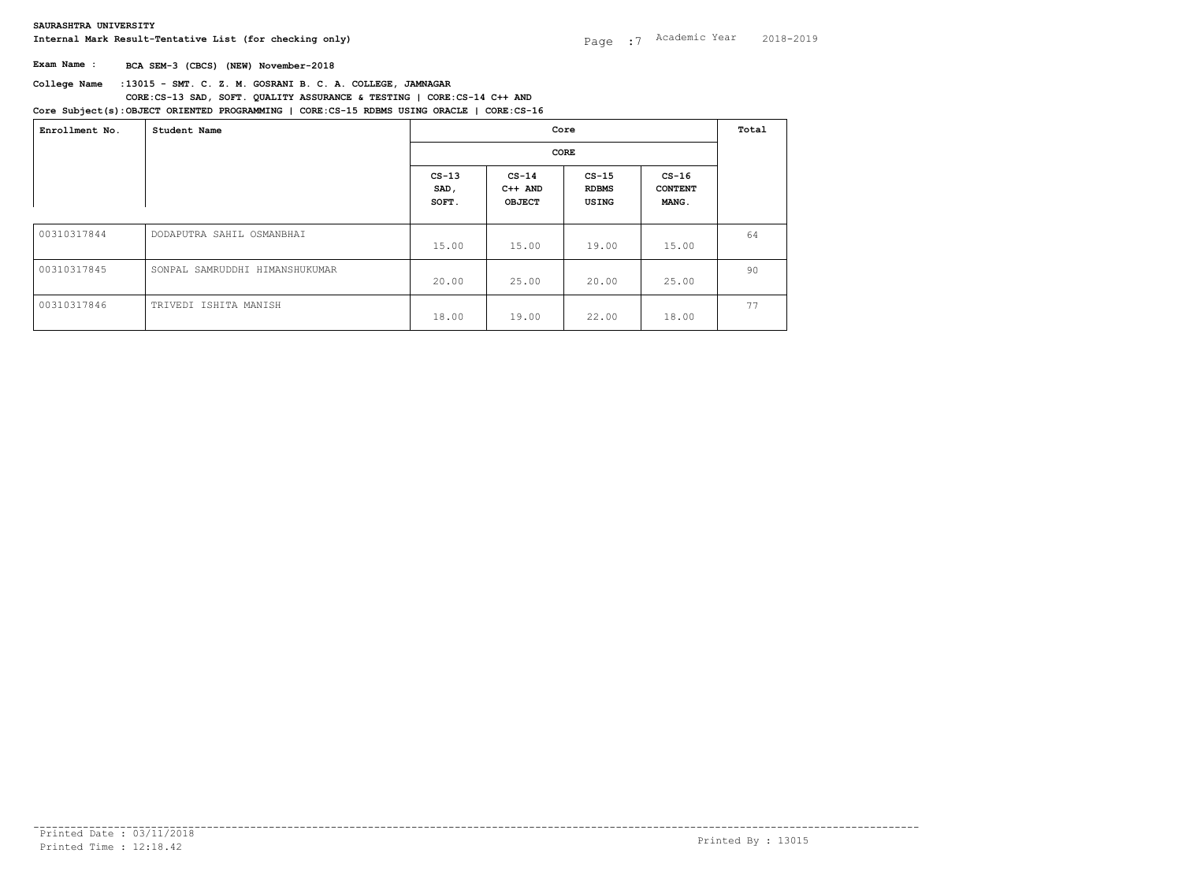**SAURASHTRA UNIVERSITY**

**Internal Mark Result-Tentative List (for checking only)**

Academic Year 2018-2019

**Exam Name : BCA SEM-3 (CBCS) (NEW) November-2018**

**College Name :13015 - SMT. C. Z. M. GOSRANI B. C. A. COLLEGE, JAMNAGAR**

**Core Subject(s):CORE:CS-13 SAD, SOFT. QUALITY ASSURANCE & TESTING | CORE:CS-14 C++ AND OBJECT ORIENTED PROGRAMMING | CORE:CS-15 RDBMS USING ORACLE | CORE:CS-16**

| Enrollment No. | Student Name | Core | | | | Total |
|---|---|---|---|---|---|---|
| | | CORE | | | | |
| | | CS-13 SAD, SOFT. | CS-14 C++ AND OBJECT | CS-15 RDBMS USING | CS-16 CONTENT MANG. | |
| 00310317844 | DODAPUTRA SAHIL OSMANBHAI | 15.00 | 15.00 | 19.00 | 15.00 | 64 |
| 00310317845 | SONPAL SAMRUDDHI HIMANSHUKUMAR | 20.00 | 25.00 | 20.00 | 25.00 | 90 |
| 00310317846 | TRIVEDI ISHITA MANISH | 18.00 | 19.00 | 22.00 | 18.00 | 77 |

Printed Date : 03/11/2018
Printed Time : 12:18.42

Printed By : 13015